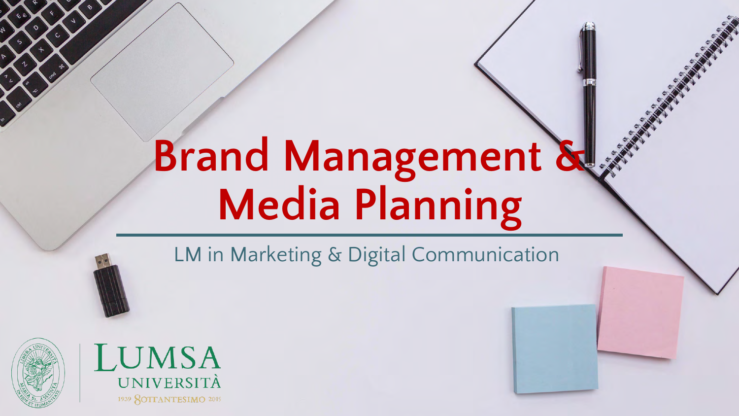# Brand Management & Media Planning

LM in Marketing & Digital Communication

LUMSA UNIVERSITÀ

1939 8OTTANTESIMO 2019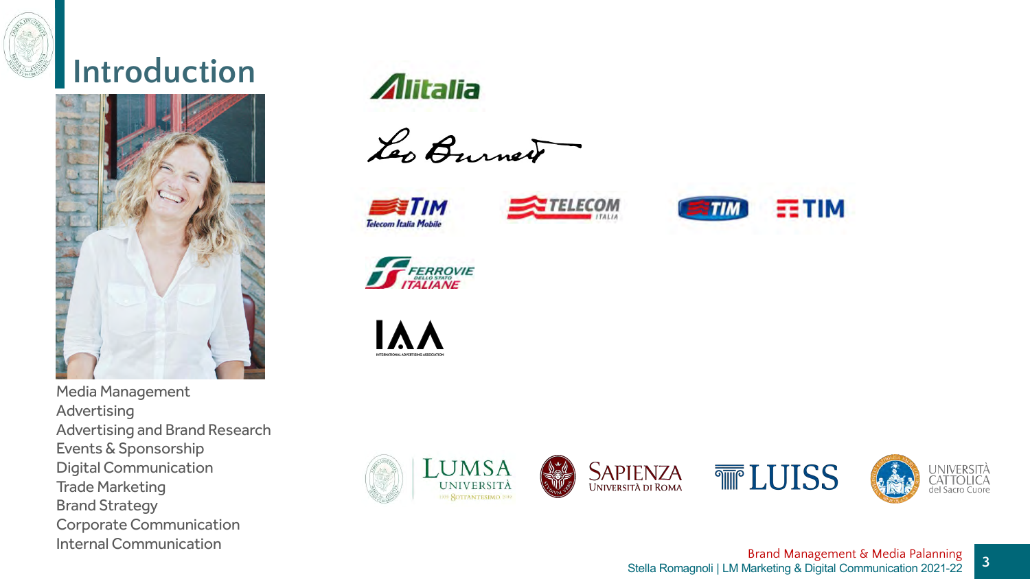# Introduction

Media Management
Advertising
Advertising and Brand Research
Events & Sponsorship
Digital Communication
Trade Marketing
Brand Strategy
Corporate Communication
Internal Communication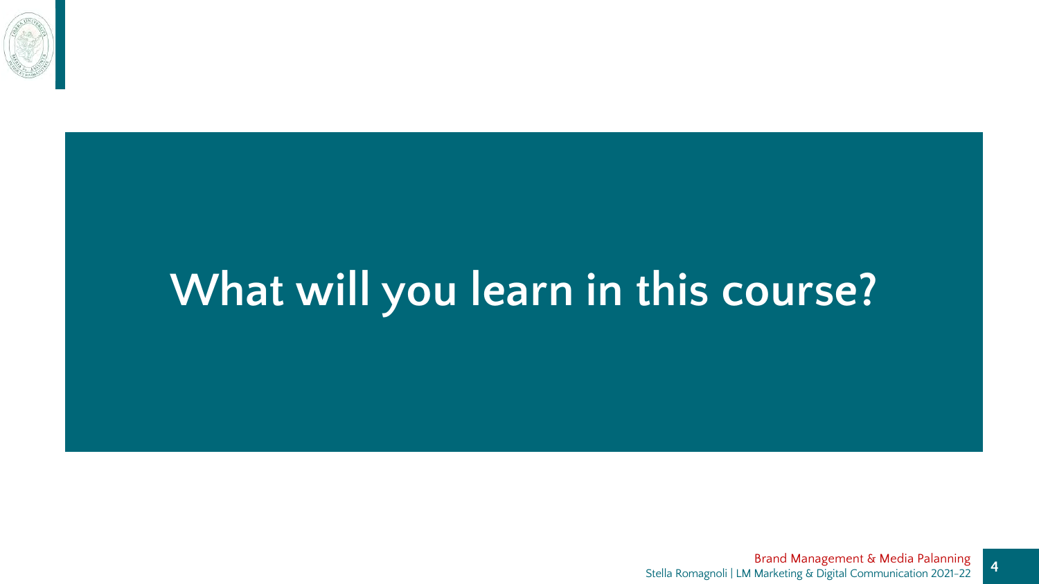# What will you learn in this course?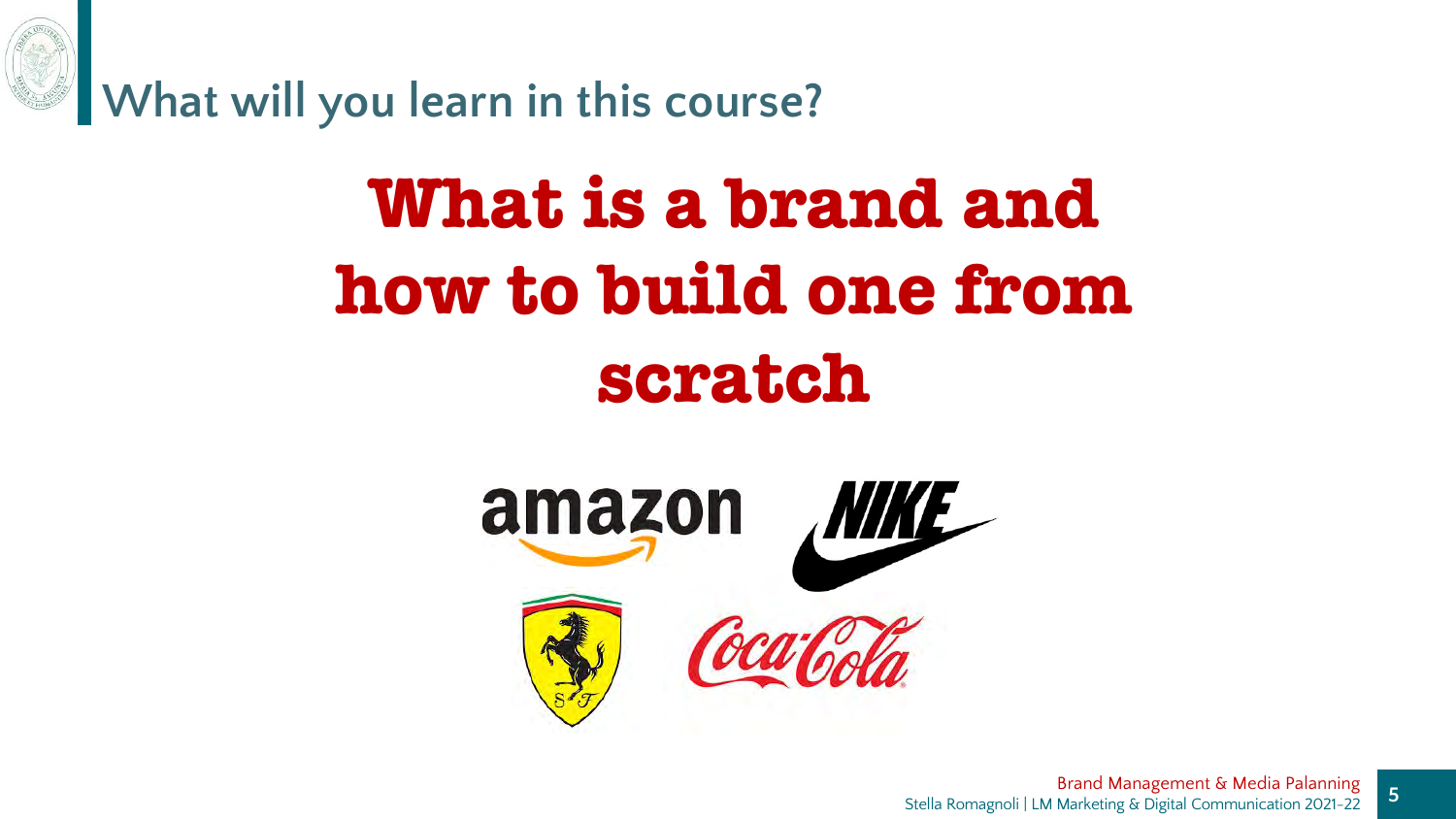## What will you learn in this course?

# What is a brand and how to build one from scratch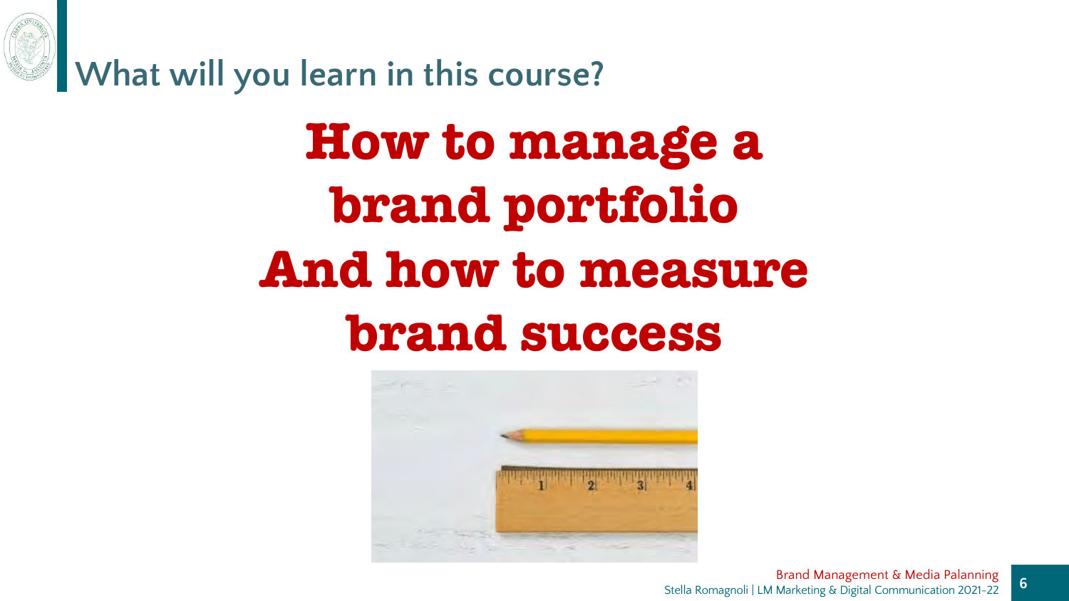## What will you learn in this course?

# How to manage a brand portfolio And how to measure brand success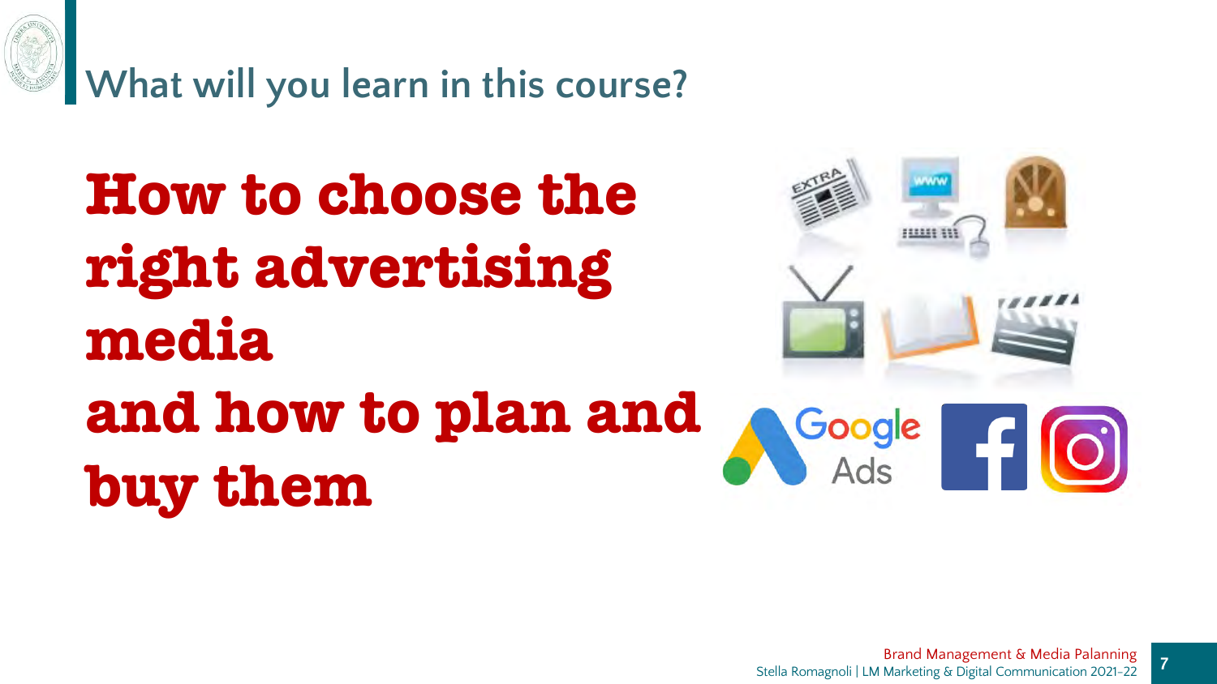# What will you learn in this course?

**How to choose the right advertising media and how to plan and buy them**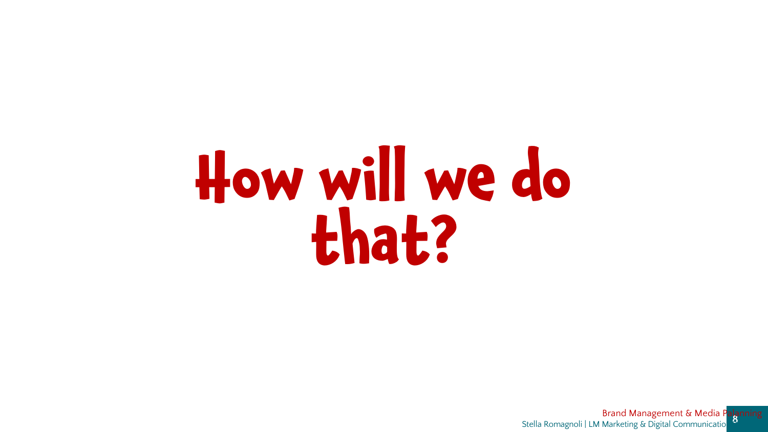# How will we do that?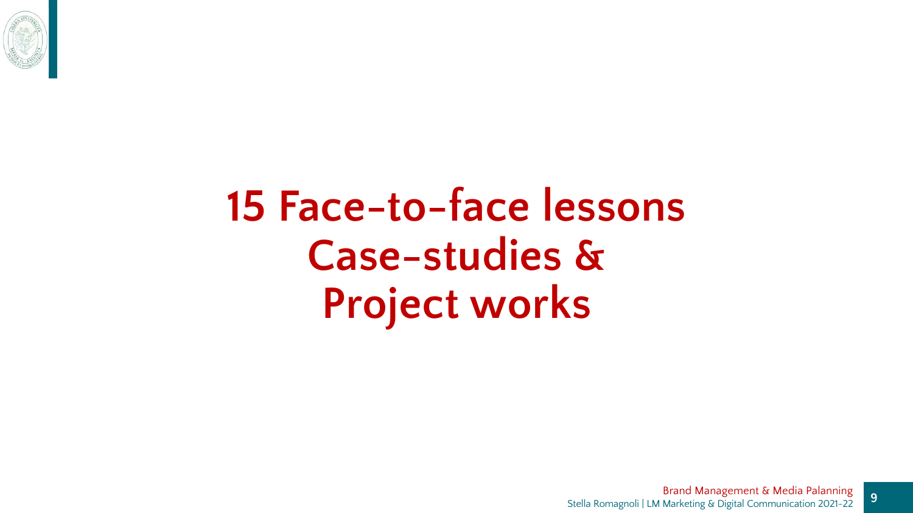# 15 Face-to-face lessons
# Case-studies &
# Project works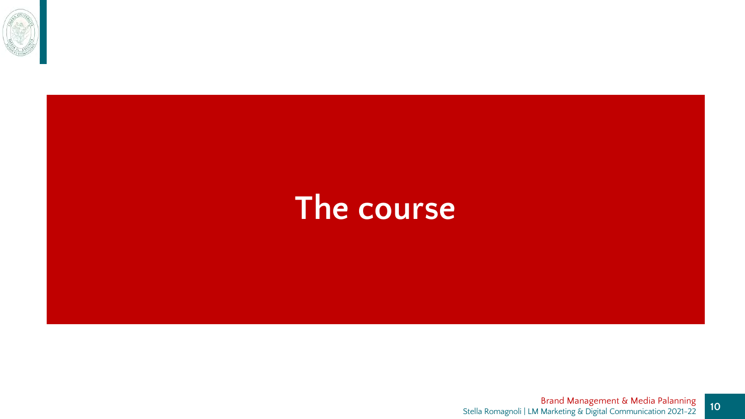# The course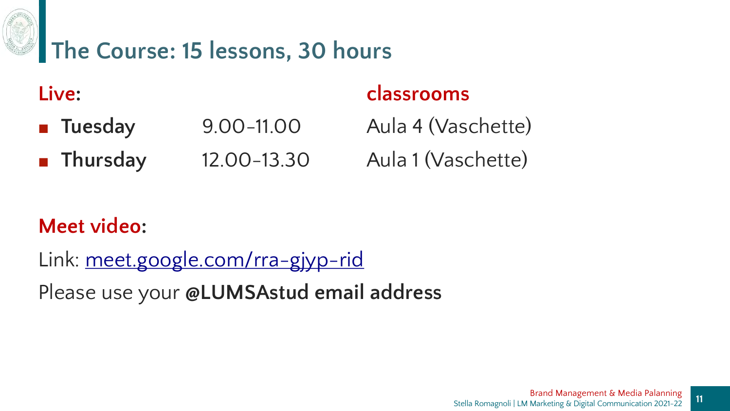# The Course: 15 lessons, 30 hours

| **Live:** | | **classrooms** |
| --- | --- | --- |
| **Tuesday** | 9.00-11.00 | Aula 4 (Vaschette) |
| **Thursday** | 12.00-13.30 | Aula 1 (Vaschette) |

**Meet video:**

Link: meet.google.com/rra-gjyp-rid

Please use your **@LUMSAstud email address**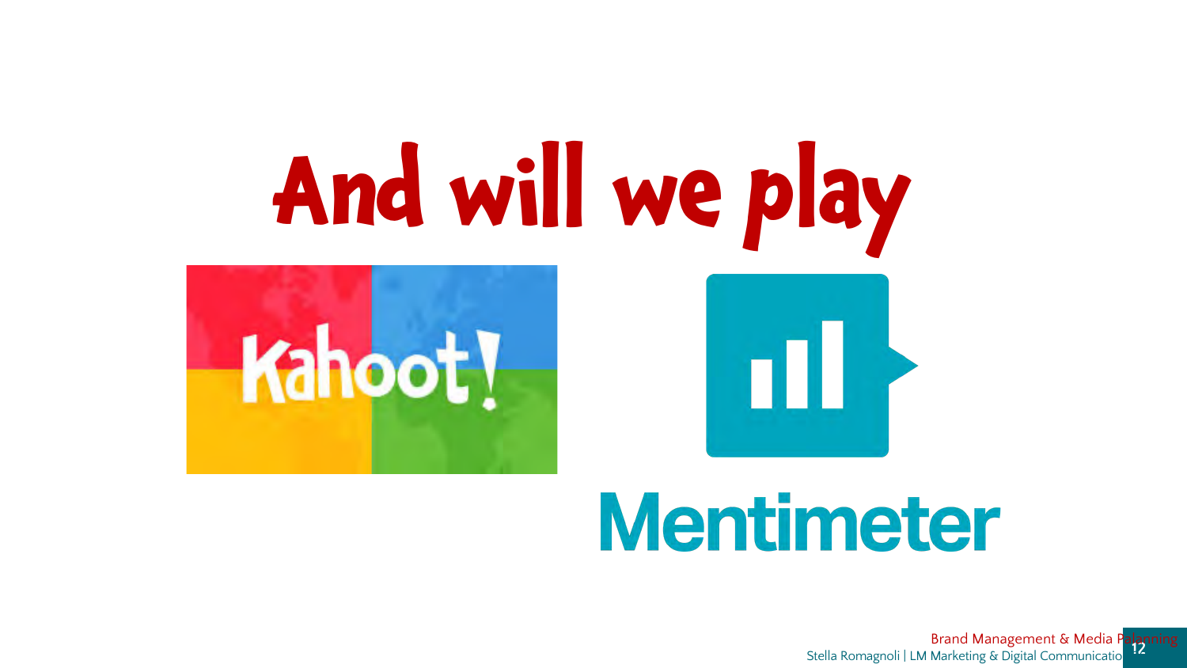# And will we play

Kahoot!

Mentimeter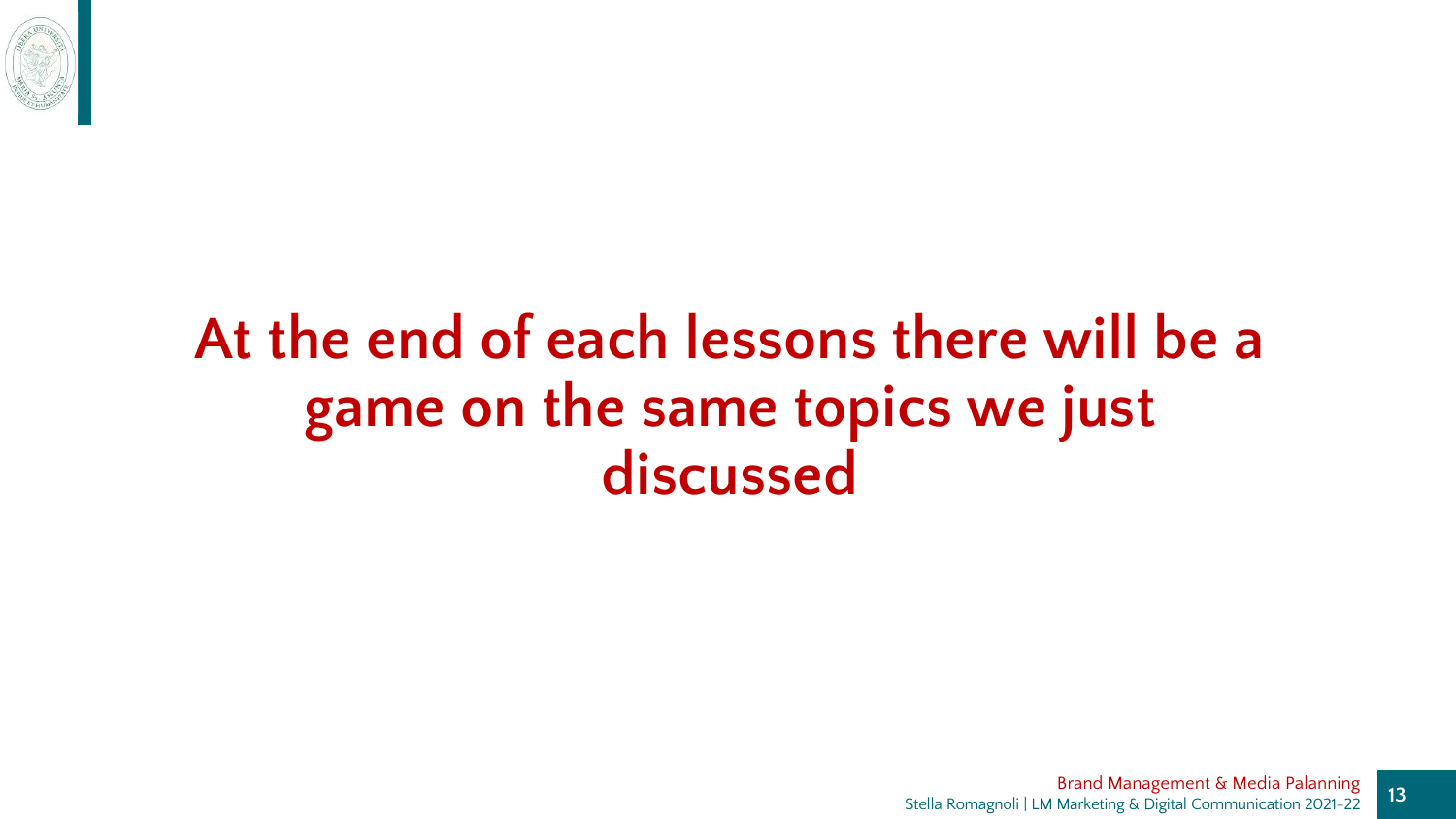# At the end of each lessons there will be a game on the same topics we just discussed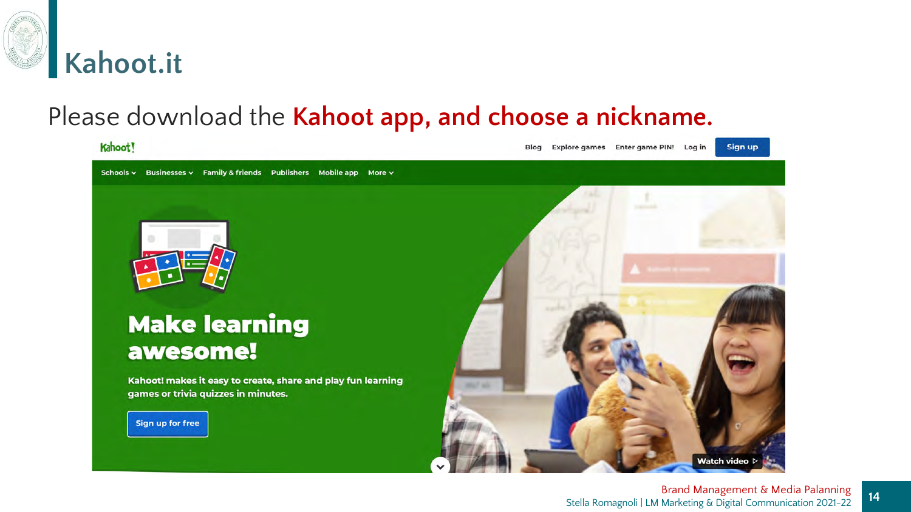# Kahoot.it

Please download the **Kahoot app, and choose a nickname.**

Kahoot!

Blog | Explore games | Enter game PIN! | Log in | Sign up

Schools | Businesses | Family & friends | Publishers | Mobile app | More

**Make learning awesome!**

Kahoot! makes it easy to create, share and play fun learning games or trivia quizzes in minutes.

Sign up for free

Watch video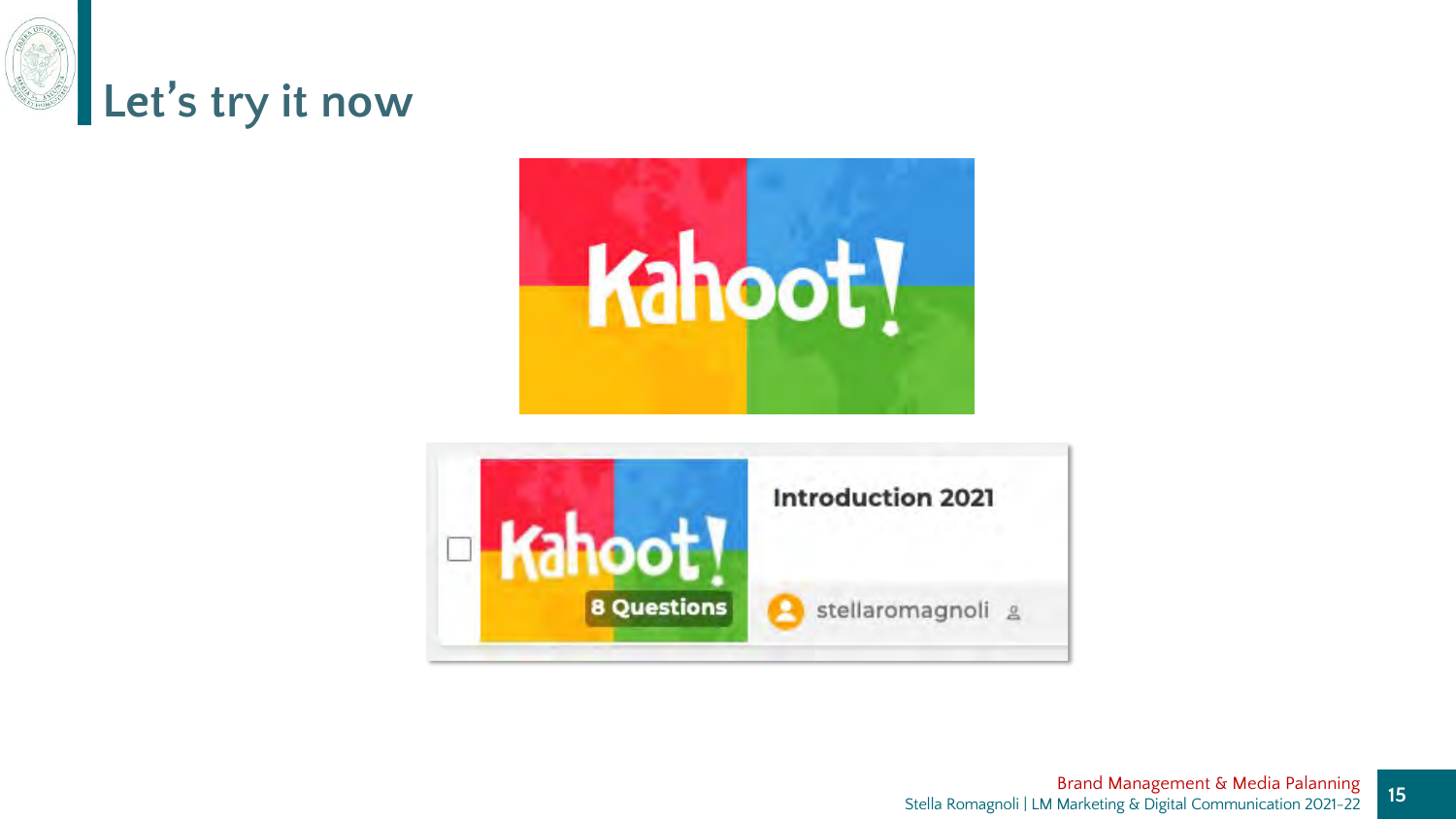# Let's try it now

Kahoot!

Kahoot! 8 Questions

**Introduction 2021**

stellaromagnoli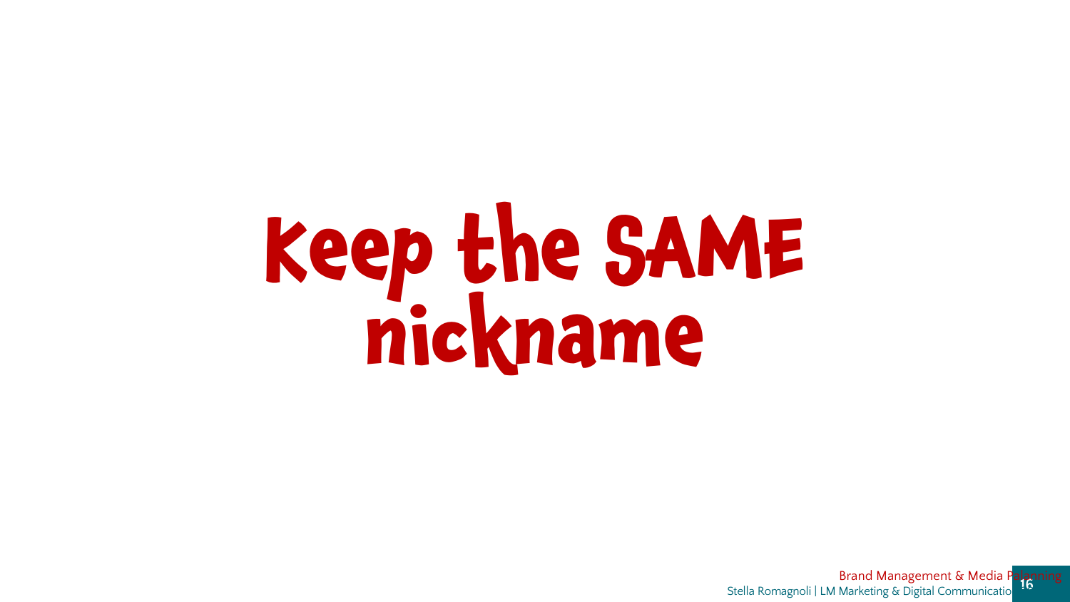# Keep the SAME nickname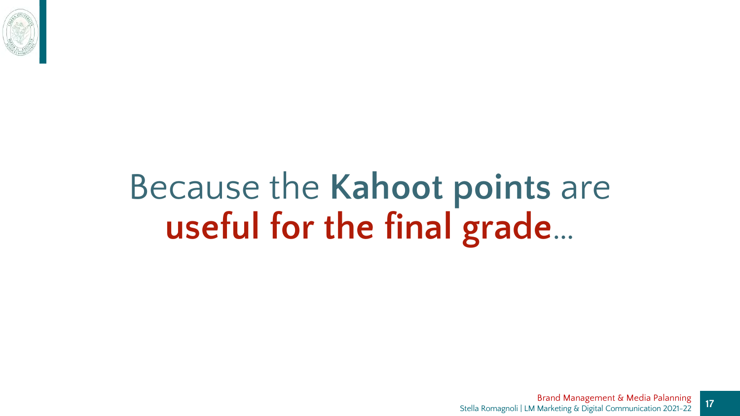Because the **Kahoot points** are **useful for the final grade**…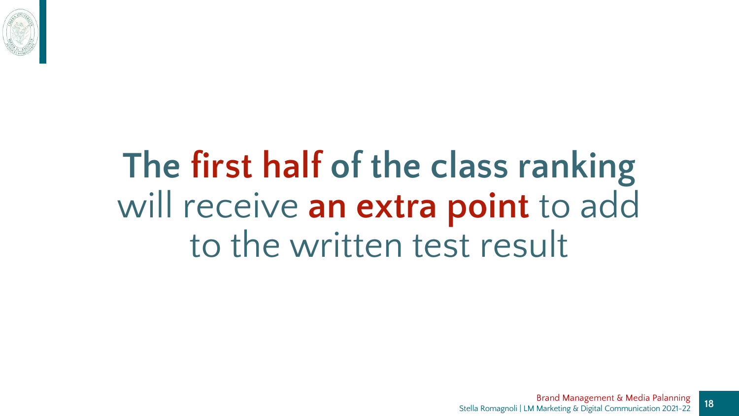**The first half of the class ranking** will receive **an extra point** to add to the written test result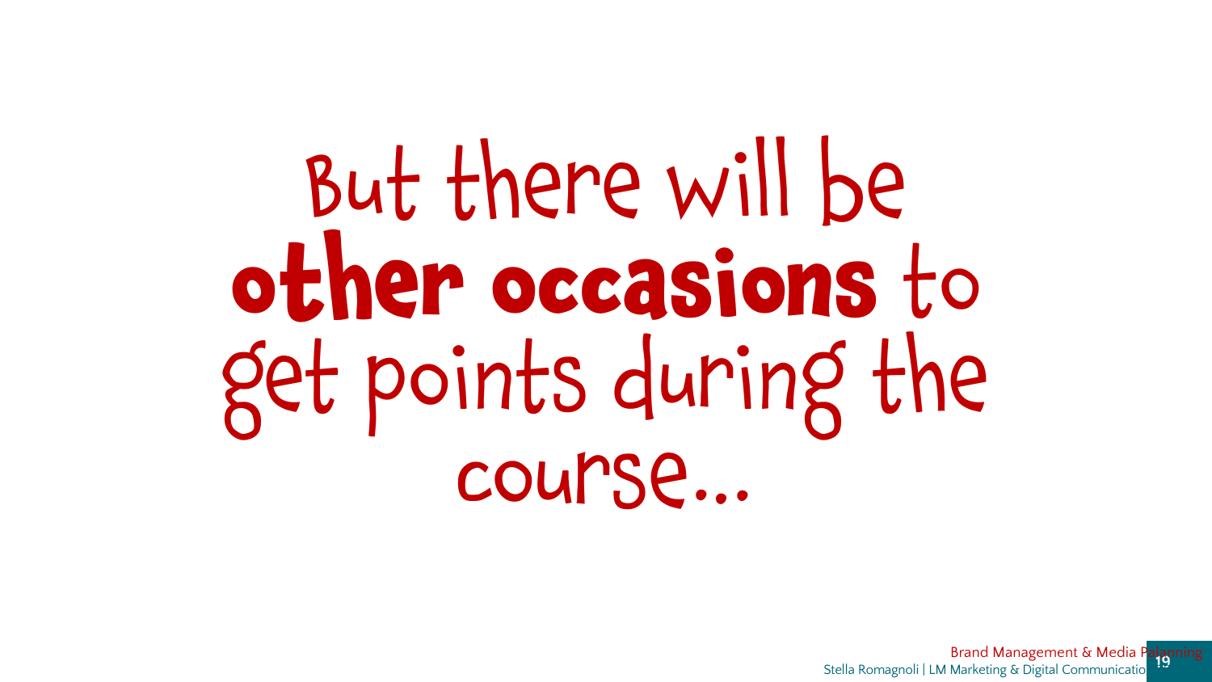But there will be **other occasions** to get points during the course...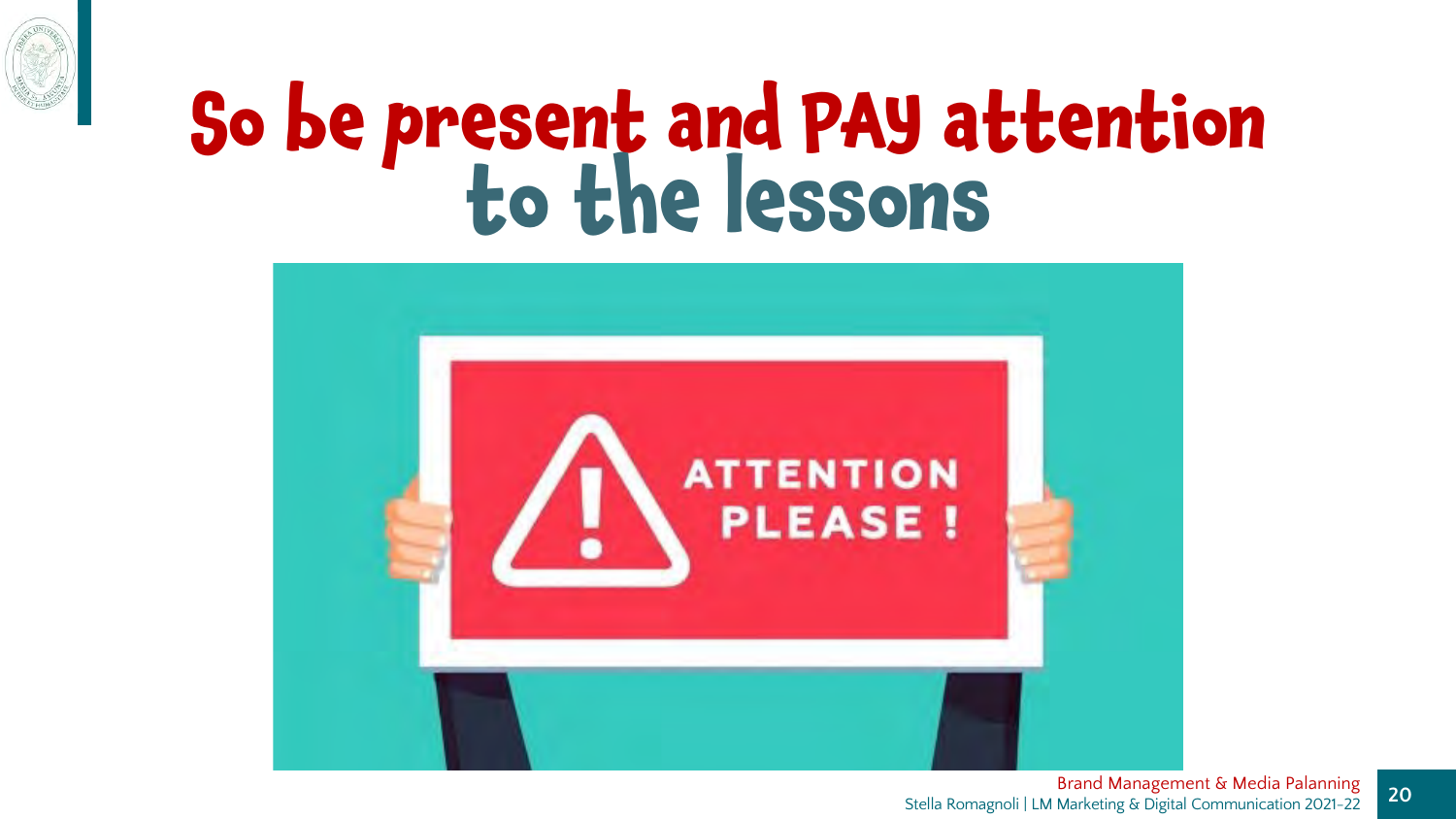# So be present and PAY attention to the lessons

ATTENTION PLEASE !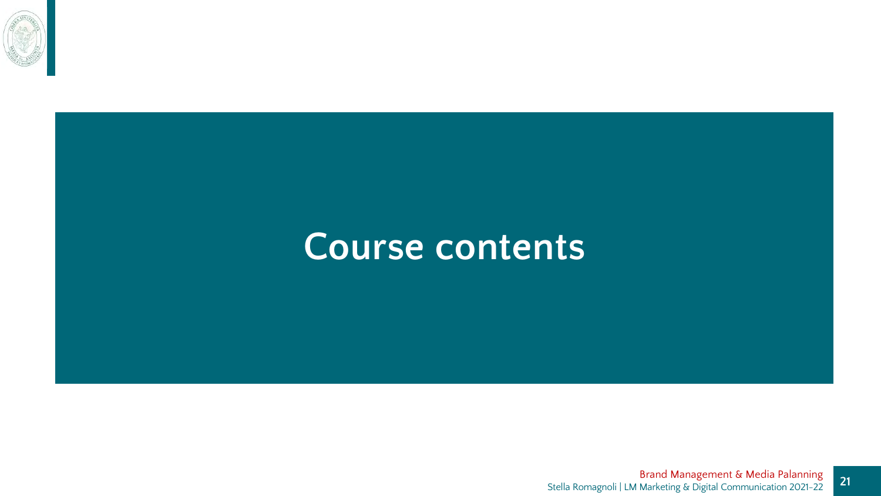# Course contents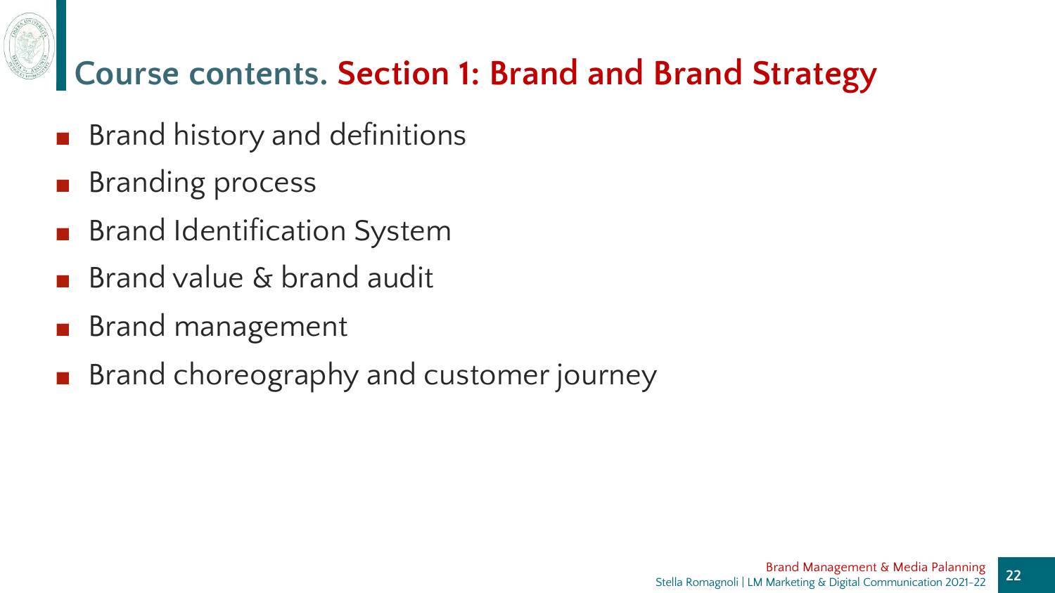# Course contents. Section 1: Brand and Brand Strategy

- Brand history and definitions
- Branding process
- Brand Identification System
- Brand value & brand audit
- Brand management
- Brand choreography and customer journey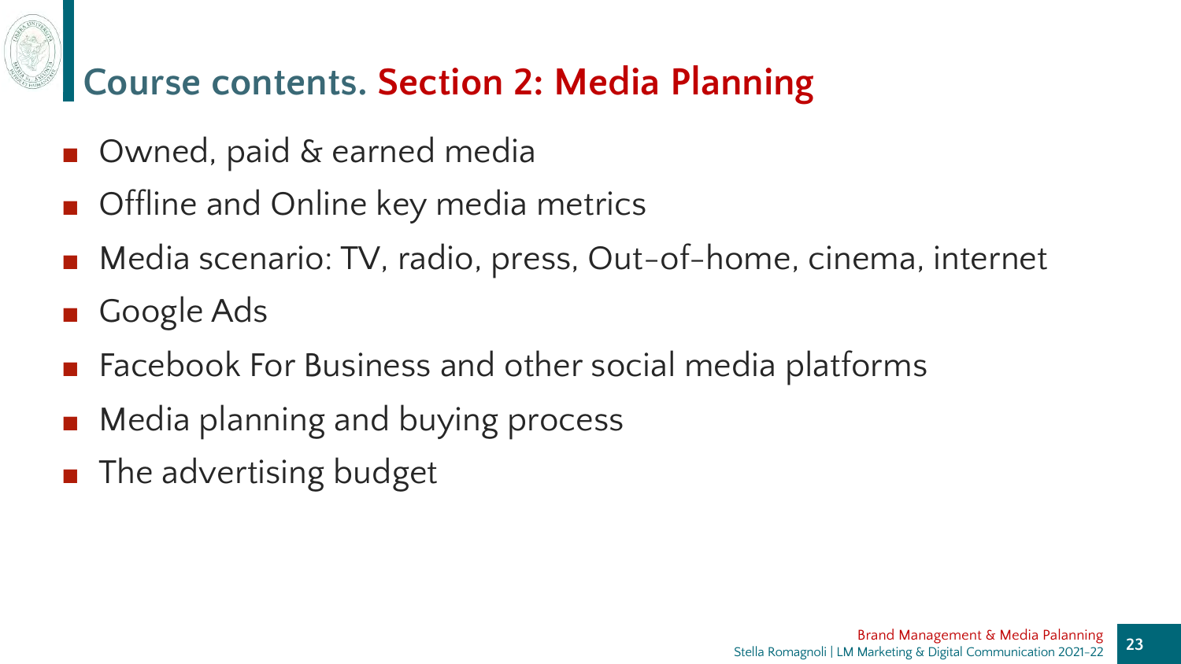# Course contents. Section 2: Media Planning

- Owned, paid & earned media
- Offline and Online key media metrics
- Media scenario: TV, radio, press, Out-of-home, cinema, internet
- Google Ads
- Facebook For Business and other social media platforms
- Media planning and buying process
- The advertising budget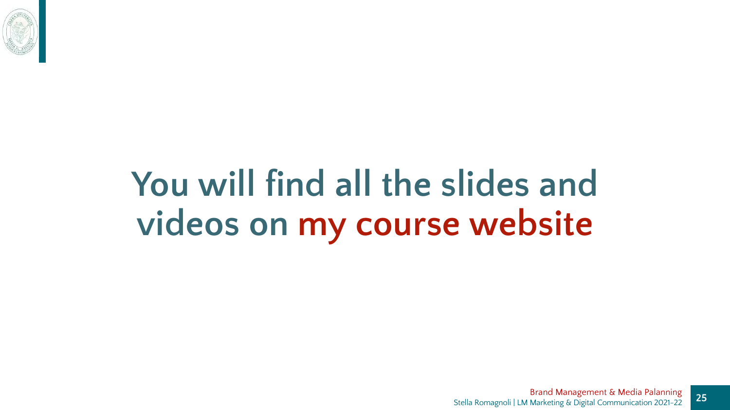# You will find all the slides and videos on my course website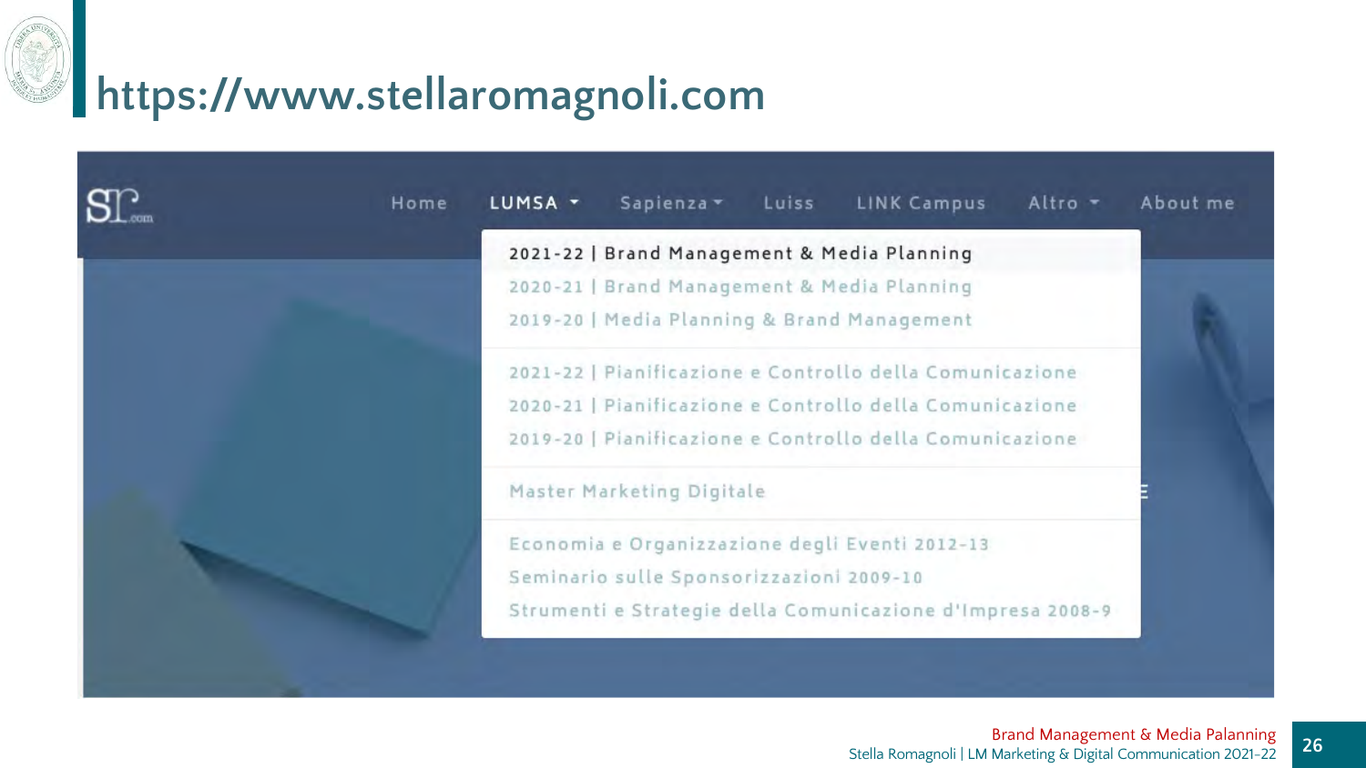# https://www.stellaromagnoli.com

SR.com

Home | LUMSA | Sapienza | Luiss | LINK Campus | Altro | About me

- 2021-22 | Brand Management & Media Planning
- 2020-21 | Brand Management & Media Planning
- 2019-20 | Media Planning & Brand Management

- 2021-22 | Pianificazione e Controllo della Comunicazione
- 2020-21 | Pianificazione e Controllo della Comunicazione
- 2019-20 | Pianificazione e Controllo della Comunicazione

- Master Marketing Digitale

- Economia e Organizzazione degli Eventi 2012-13
- Seminario sulle Sponsorizzazioni 2009-10
- Strumenti e Strategie della Comunicazione d'Impresa 2008-9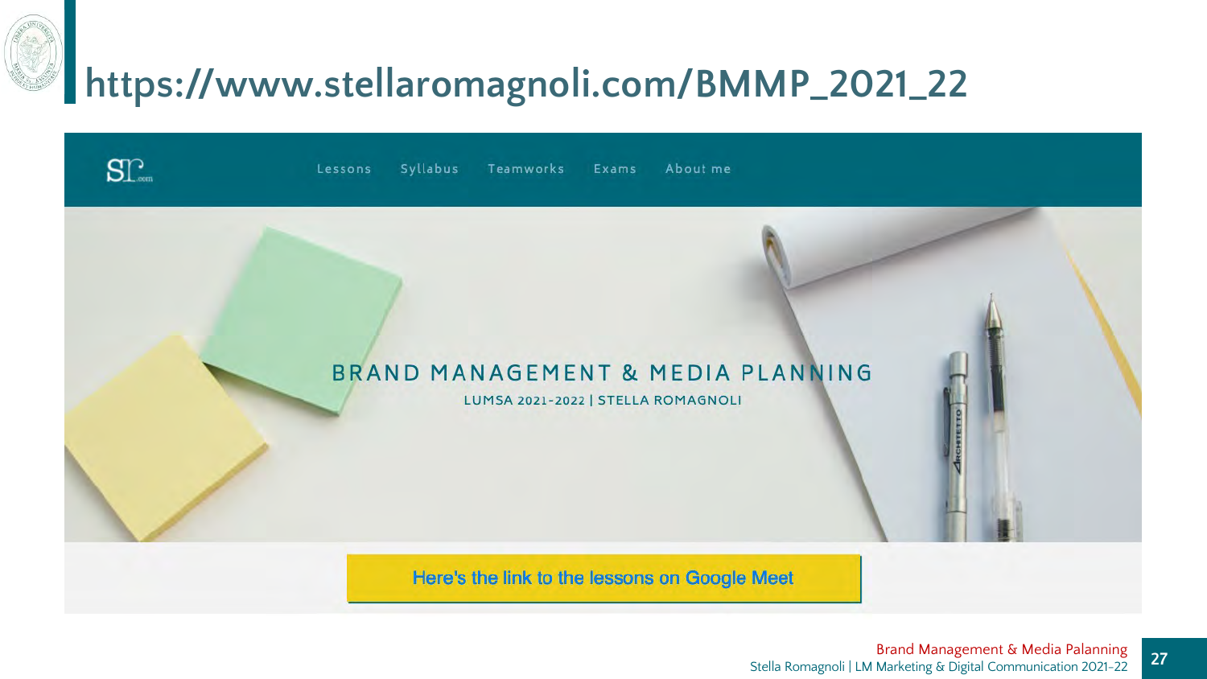# https://www.stellaromagnoli.com/BMMP_2021_22

SR.com

Lessons Syllabus Teamworks Exams About me

BRAND MANAGEMENT & MEDIA PLANNING

LUMSA 2021-2022 | STELLA ROMAGNOLI

Here's the link to the lessons on Google Meet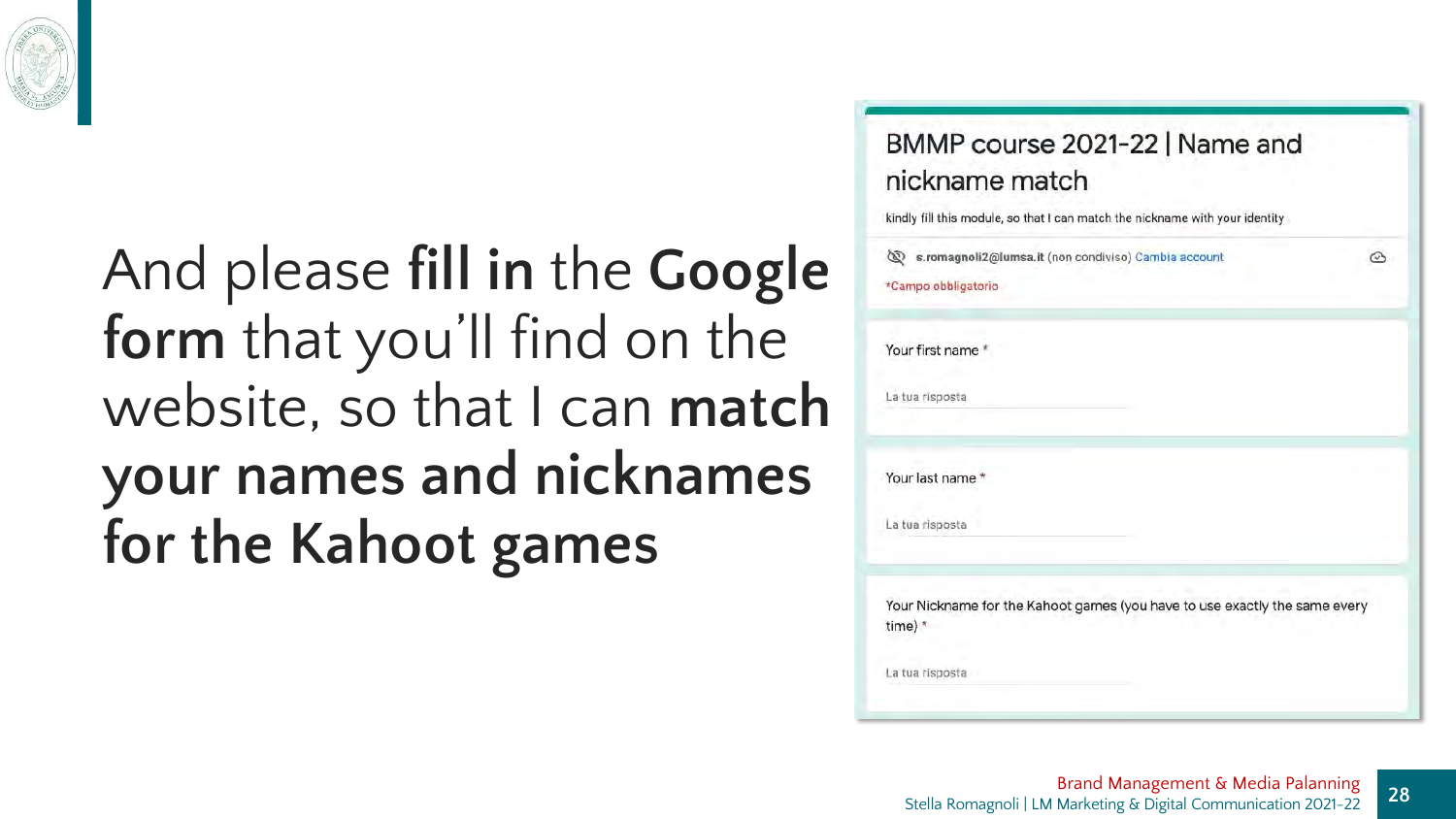And please **fill in** the **Google form** that you'll find on the website, so that I can **match your names and nicknames for the Kahoot games**

BMMP course 2021-22 | Name and nickname match

kindly fill this module, so that I can match the nickname with your identity

s.romagnoli2@lumsa.it (non condiviso) Cambia account

*Campo obbligatorio

Your first name *

La tua risposta

Your last name *

La tua risposta

Your Nickname for the Kahoot games (you have to use exactly the same every time) *

La tua risposta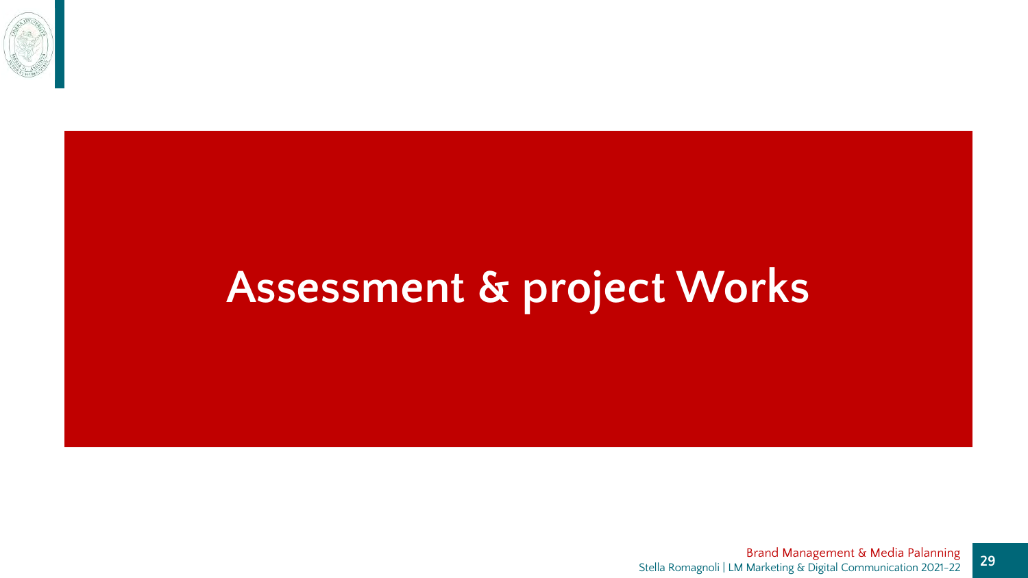# Assessment & project Works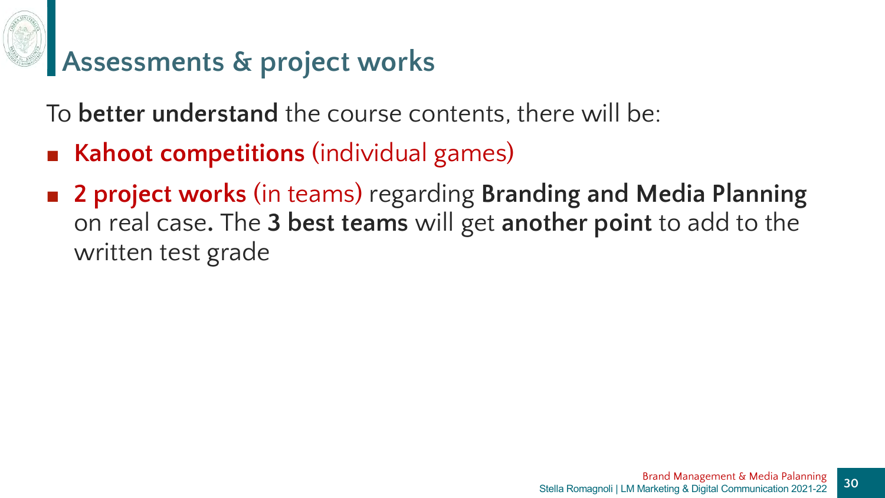# Assessments & project works

To **better understand** the course contents, there will be:

- **Kahoot competitions** (individual games)
- **2 project works** (in teams) regarding **Branding and Media Planning** on real case. The **3 best teams** will get **another point** to add to the written test grade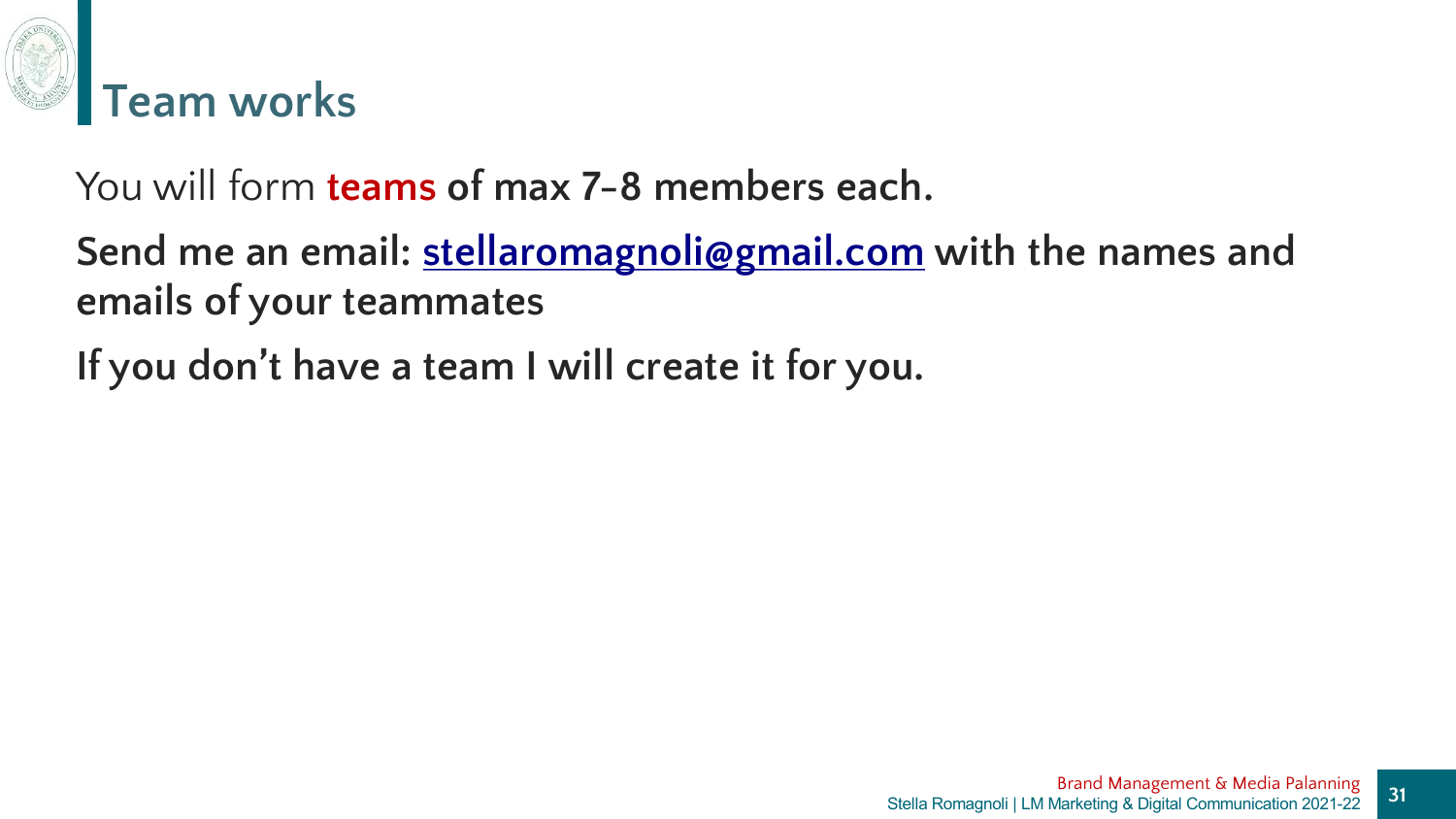# Team works

You will form **teams of max 7-8 members each.**

**Send me an email: [stellaromagnoli@gmail.com](mailto:stellaromagnoli@gmail.com) with the names and emails of your teammates**

**If you don't have a team I will create it for you.**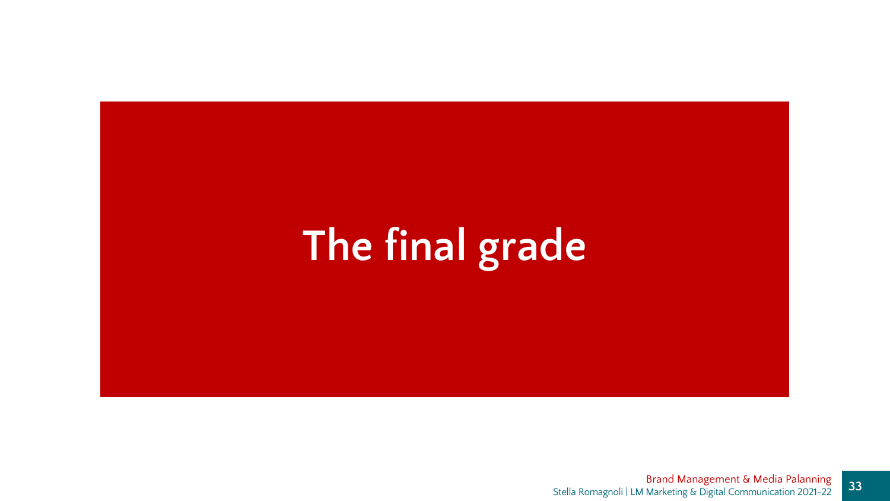# The final grade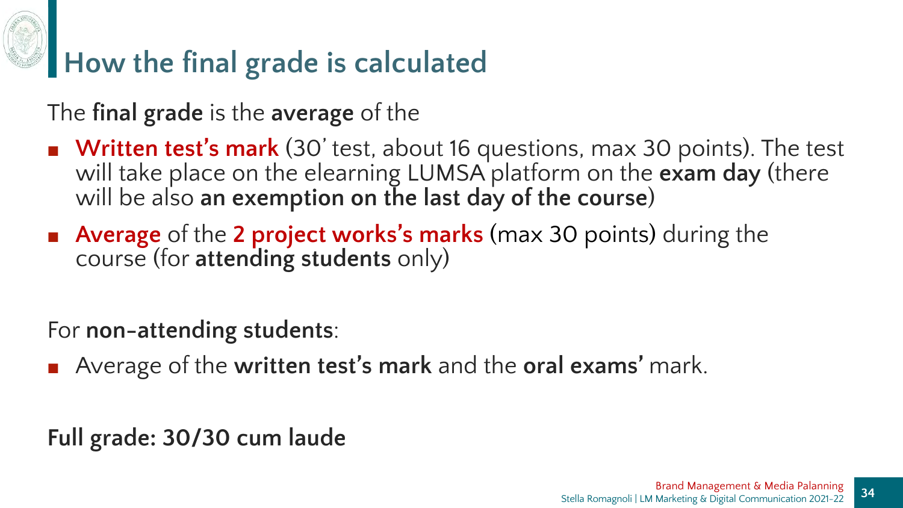# How the final grade is calculated

The **final grade** is the **average** of the

- **Written test's mark** (30' test, about 16 questions, max 30 points). The test will take place on the elearning LUMSA platform on the **exam day** (there will be also **an exemption on the last day of the course**)
- **Average** of the **2 project works's marks** (max 30 points) during the course (for **attending students** only)

For **non-attending students**:

- Average of the **written test's mark** and the **oral exams'** mark.

**Full grade: 30/30 cum laude**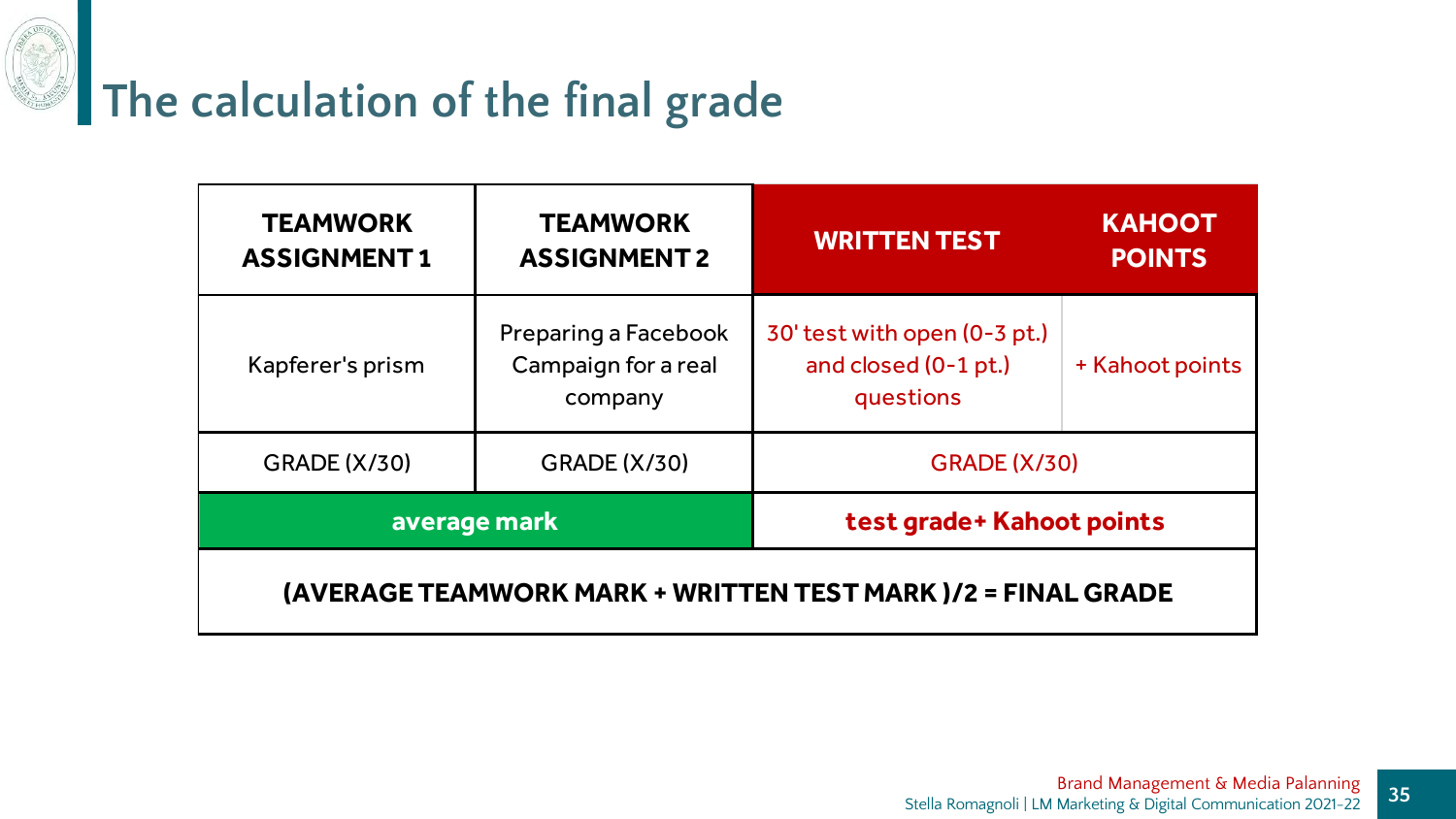# The calculation of the final grade

| TEAMWORK ASSIGNMENT 1 | TEAMWORK ASSIGNMENT 2 | WRITTEN TEST | KAHOOT POINTS |
|---|---|---|---|
| Kapferer's prism | Preparing a Facebook Campaign for a real company | 30' test with open (0-3 pt.) and closed (0-1 pt.) questions | + Kahoot points |
| GRADE (X/30) | GRADE (X/30) | GRADE (X/30) | |
| **average mark** | | **test grade+ Kahoot points** | |
| **(AVERAGE TEAMWORK MARK + WRITTEN TEST MARK )/2 = FINAL GRADE** | | | |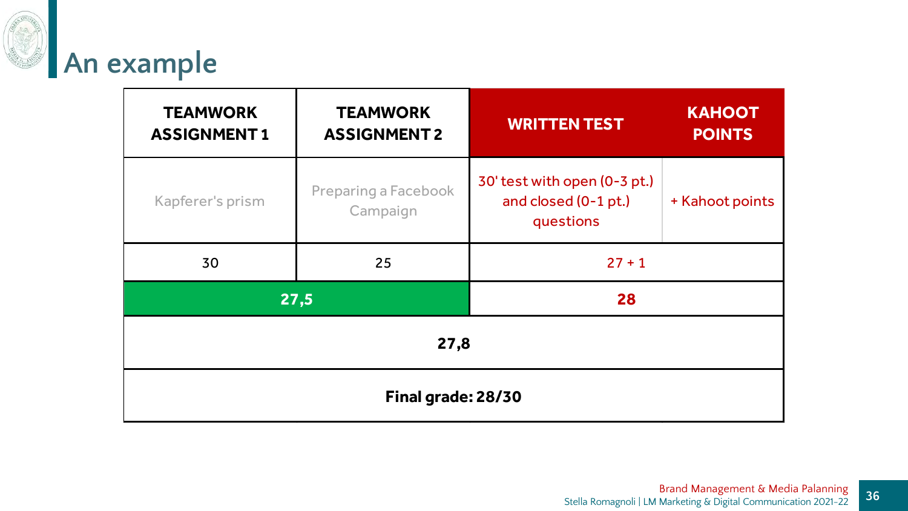# An example

| TEAMWORK ASSIGNMENT 1 | TEAMWORK ASSIGNMENT 2 | WRITTEN TEST | KAHOOT POINTS |
|---|---|---|---|
| Kapferer's prism | Preparing a Facebook Campaign | 30' test with open (0-3 pt.) and closed (0-1 pt.) questions | + Kahoot points |
| 30 | 25 | 27 + 1 | |
| **27,5** | | **28** | |
| **27,8** | | | |
| **Final grade: 28/30** | | | |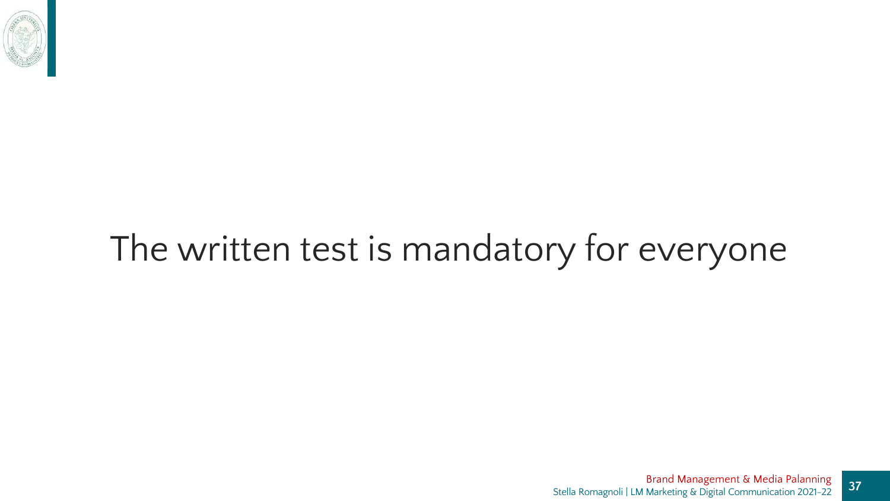The written test is mandatory for everyone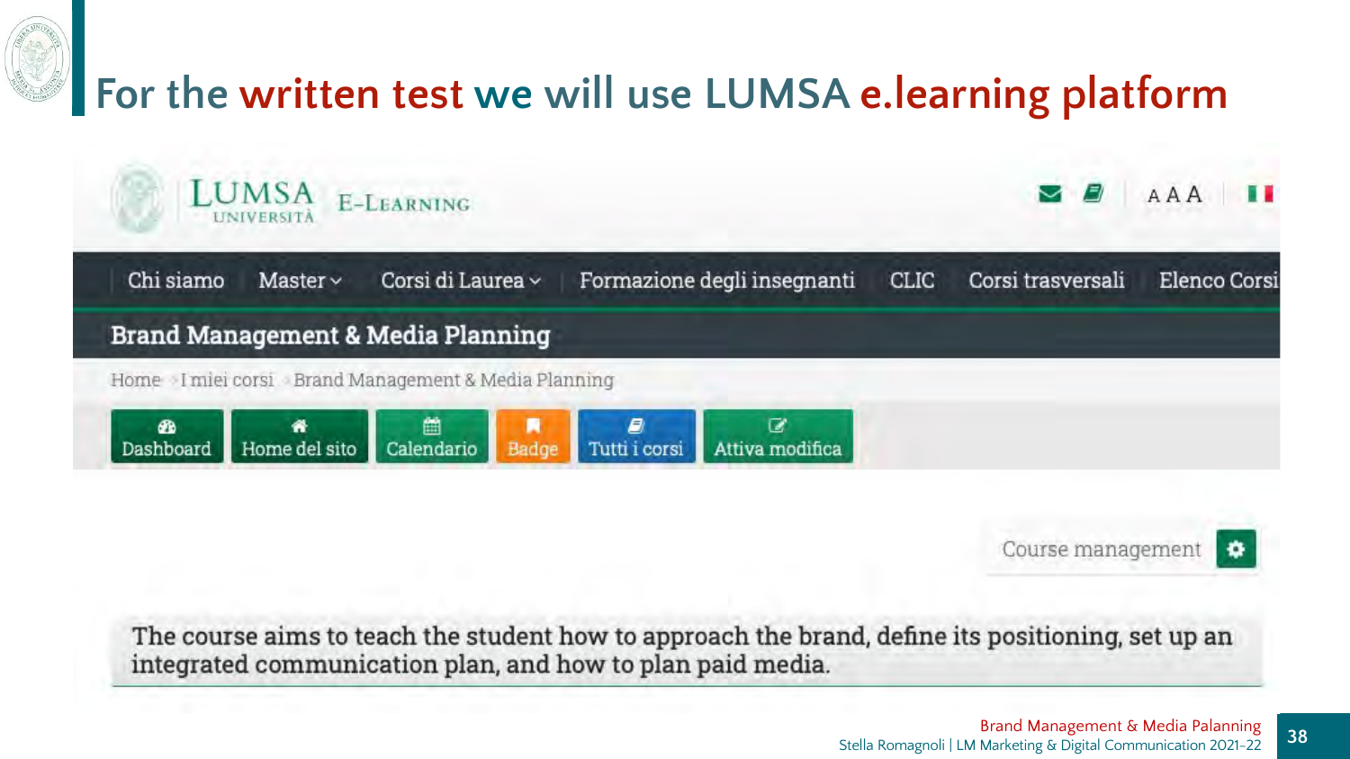# For the written test we will use LUMSA e.learning platform

LUMSA UNIVERSITÀ E-LEARNING

AAA

Chi siamo | Master | Corsi di Laurea | Formazione degli insegnanti | CLIC | Corsi trasversali | Elenco Corsi

**Brand Management & Media Planning**

Home › I miei corsi › Brand Management & Media Planning

Dashboard | Home del sito | Calendario | Badge | Tutti i corsi | Attiva modifica

Course management

The course aims to teach the student how to approach the brand, define its positioning, set up an integrated communication plan, and how to plan paid media.